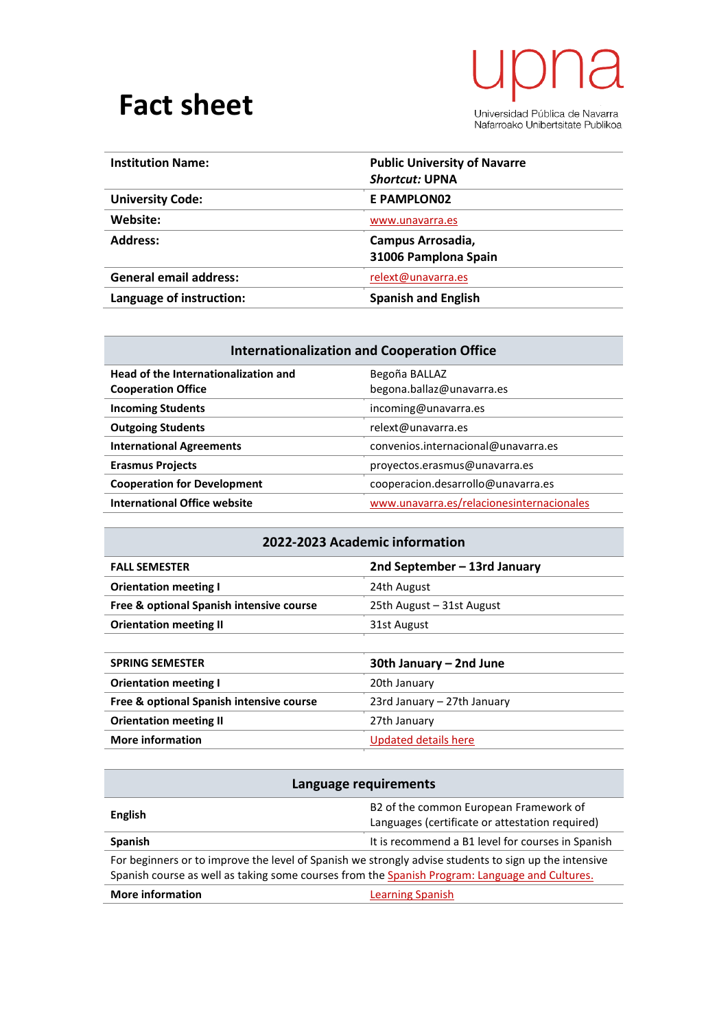# Fact sheet

upna
Universidad Pública de Navarra
Nafarroako Unibertsitate Publikoa

| | |
|---|---|
| **Institution Name:** | **Public University of Navarre** *Shortcut:* **UPNA** |
| **University Code:** | **E PAMPLON02** |
| **Website:** | www.unavarra.es |
| **Address:** | **Campus Arrosadia, 31006 Pamplona Spain** |
| **General email address:** | relext@unavarra.es |
| **Language of instruction:** | **Spanish and English** |

| **Internationalization and Cooperation Office** | |
|---|---|
| **Head of the Internationalization and Cooperation Office** | Begoña BALLAZ begona.ballaz@unavarra.es |
| **Incoming Students** | incoming@unavarra.es |
| **Outgoing Students** | relext@unavarra.es |
| **International Agreements** | convenios.internacional@unavarra.es |
| **Erasmus Projects** | proyectos.erasmus@unavarra.es |
| **Cooperation for Development** | cooperacion.desarrollo@unavarra.es |
| **International Office website** | www.unavarra.es/relacionesinternacionales |

| **2022-2023 Academic information** | |
|---|---|
| **FALL SEMESTER** | **2nd September – 13rd January** |
| **Orientation meeting I** | 24th August |
| **Free & optional Spanish intensive course** | 25th August – 31st August |
| **Orientation meeting II** | 31st August |
| | |
| **SPRING SEMESTER** | **30th January – 2nd June** |
| **Orientation meeting I** | 20th January |
| **Free & optional Spanish intensive course** | 23rd January – 27th January |
| **Orientation meeting II** | 27th January |
| **More information** | Updated details here |

| **Language requirements** | |
|---|---|
| **English** | B2 of the common European Framework of Languages (certificate or attestation required) |
| **Spanish** | It is recommend a B1 level for courses in Spanish |
| For beginners or to improve the level of Spanish we strongly advise students to sign up the intensive Spanish course as well as taking some courses from the Spanish Program: Language and Cultures. | |
| **More information** | Learning Spanish |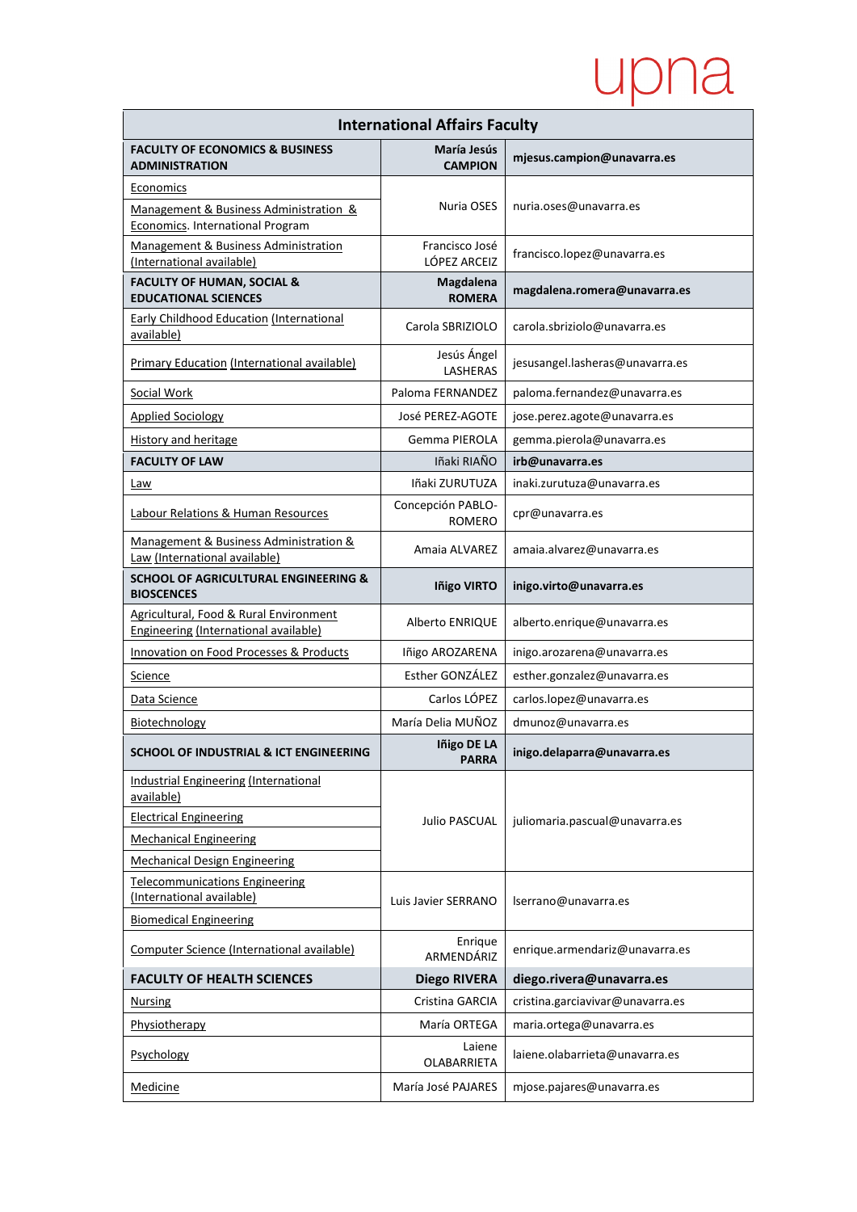upna

| International Affairs Faculty | | |
|---|---|---|
| **FACULTY OF ECONOMICS & BUSINESS ADMINISTRATION** | **María Jesús CAMPION** | **mjesus.campion@unavarra.es** |
| Economics | Nuria OSES | nuria.oses@unavarra.es |
| Management & Business Administration & Economics. International Program | | |
| Management & Business Administration (International available) | Francisco José LÓPEZ ARCEIZ | francisco.lopez@unavarra.es |
| **FACULTY OF HUMAN, SOCIAL & EDUCATIONAL SCIENCES** | **Magdalena ROMERA** | **magdalena.romera@unavarra.es** |
| Early Childhood Education (International available) | Carola SBRIZIOLO | carola.sbriziolo@unavarra.es |
| Primary Education (International available) | Jesús Ángel LASHERAS | jesusangel.lasheras@unavarra.es |
| Social Work | Paloma FERNANDEZ | paloma.fernandez@unavarra.es |
| Applied Sociology | José PEREZ-AGOTE | jose.perez.agote@unavarra.es |
| History and heritage | Gemma PIEROLA | gemma.pierola@unavarra.es |
| **FACULTY OF LAW** | Iñaki RIAÑO | **irb@unavarra.es** |
| Law | Iñaki ZURUTUZA | inaki.zurutuza@unavarra.es |
| Labour Relations & Human Resources | Concepción PABLO-ROMERO | cpr@unavarra.es |
| Management & Business Administration & Law (International available) | Amaia ALVAREZ | amaia.alvarez@unavarra.es |
| **SCHOOL OF AGRICULTURAL ENGINEERING & BIOSCENCES** | **Iñigo VIRTO** | **inigo.virto@unavarra.es** |
| Agricultural, Food & Rural Environment Engineering (International available) | Alberto ENRIQUE | alberto.enrique@unavarra.es |
| Innovation on Food Processes & Products | Iñigo AROZARENA | inigo.arozarena@unavarra.es |
| Science | Esther GONZÁLEZ | esther.gonzalez@unavarra.es |
| Data Science | Carlos LÓPEZ | carlos.lopez@unavarra.es |
| Biotechnology | María Delia MUÑOZ | dmunoz@unavarra.es |
| **SCHOOL OF INDUSTRIAL & ICT ENGINEERING** | **Iñigo DE LA PARRA** | **inigo.delaparra@unavarra.es** |
| Industrial Engineering (International available) | Julio PASCUAL | juliomaria.pascual@unavarra.es |
| Electrical Engineering | | |
| Mechanical Engineering | | |
| Mechanical Design Engineering | | |
| Telecommunications Engineering (International available) | Luis Javier SERRANO | lserrano@unavarra.es |
| Biomedical Engineering | | |
| Computer Science (International available) | Enrique ARMENDÁRIZ | enrique.armendariz@unavarra.es |
| **FACULTY OF HEALTH SCIENCES** | **Diego RIVERA** | **diego.rivera@unavarra.es** |
| Nursing | Cristina GARCIA | cristina.garciavivar@unavarra.es |
| Physiotherapy | María ORTEGA | maria.ortega@unavarra.es |
| Psychology | Laiene OLABARRIETA | laiene.olabarrieta@unavarra.es |
| Medicine | María José PAJARES | mjose.pajares@unavarra.es |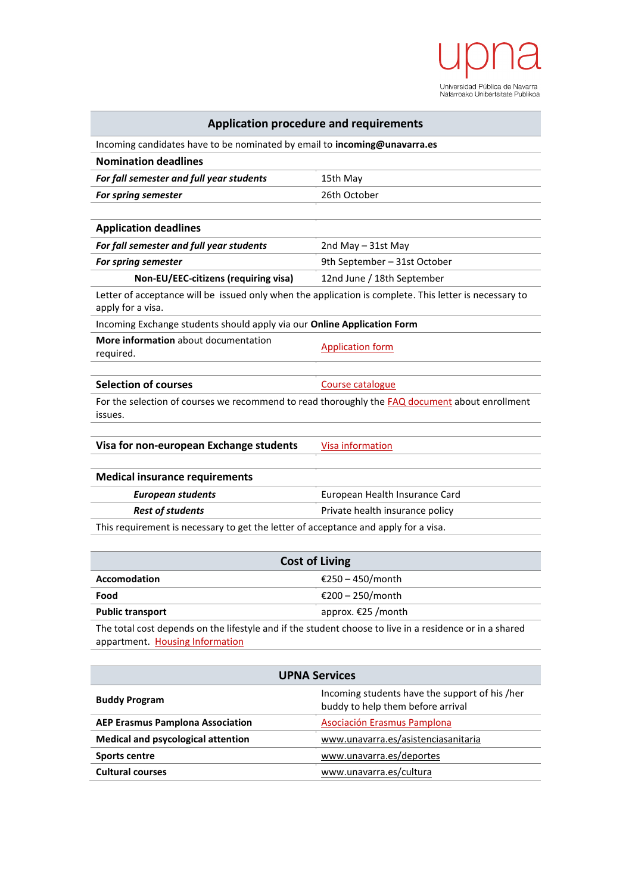| Application procedure and requirements | |
|---|---|
| Incoming candidates have to be nominated by email to **incoming@unavarra.es** | |
| **Nomination deadlines** | |
| ***For fall semester and full year students*** | 15th May |
| ***For spring semester*** | 26th October |
| | |
| **Application deadlines** | |
| ***For fall semester and full year students*** | 2nd May – 31st May |
| ***For spring semester*** | 9th September – 31st October |
| **Non-EU/EEC-citizens (requiring visa)** | 12nd June / 18th September |
| Letter of acceptance will be issued only when the application is complete. This letter is necessary to apply for a visa. | |
| Incoming Exchange students should apply via our **Online Application Form** | |
| **More information** about documentation required. | Application form |
| | |
| **Selection of courses** | Course catalogue |
| For the selection of courses we recommend to read thoroughly the FAQ document about enrollment issues. | |
| | |
| **Visa for non-european Exchange students** | Visa information |
| | |
| **Medical insurance requirements** | |
| ***European students*** | European Health Insurance Card |
| ***Rest of students*** | Private health insurance policy |
| This requirement is necessary to get the letter of acceptance and apply for a visa. | |

| Cost of Living | |
|---|---|
| **Accomodation** | €250 – 450/month |
| **Food** | €200 – 250/month |
| **Public transport** | approx. €25 /month |
| The total cost depends on the lifestyle and if the student choose to live in a residence or in a shared appartment. Housing Information | |

| UPNA Services | |
|---|---|
| **Buddy Program** | Incoming students have the support of his /her buddy to help them before arrival |
| **AEP Erasmus Pamplona Association** | Asociación Erasmus Pamplona |
| **Medical and psycological attention** | www.unavarra.es/asistenciasanitaria |
| **Sports centre** | www.unavarra.es/deportes |
| **Cultural courses** | www.unavarra.es/cultura |